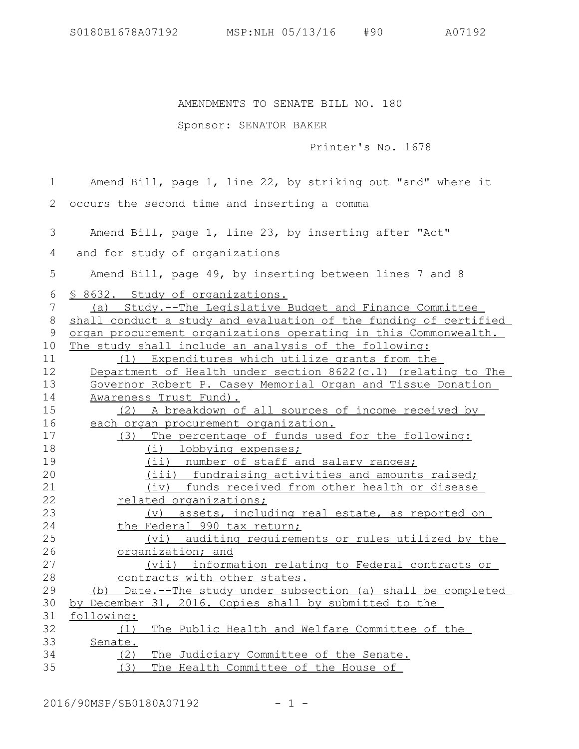AMENDMENTS TO SENATE BILL NO. 180

Sponsor: SENATOR BAKER

Printer's No. 1678

Amend Bill, page 1, line 22, by striking out "and" where it occurs the second time and inserting a comma

Amend Bill, page 1, line 23, by inserting after "Act"

and for study of organizations

Amend Bill, page 49, by inserting between lines 7 and 8

§ 8632. Study of organizations.

(a) Study.--The Legislative Budget and Finance Committee shall conduct a study and evaluation of the funding of certified organ procurement organizations operating in this Commonwealth. The study shall include an analysis of the following:

(1) Expenditures which utilize grants from the Department of Health under section 8622(c.1) (relating to The Governor Robert P. Casey Memorial Organ and Tissue Donation Awareness Trust Fund).

(2) A breakdown of all sources of income received by each organ procurement organization.

(3) The percentage of funds used for the following:

(i) lobbying expenses;

(ii) number of staff and salary ranges;

(iii) fundraising activities and amounts raised;

(iv) funds received from other health or disease related organizations;

(v) assets, including real estate, as reported on the Federal 990 tax return;

(vi) auditing requirements or rules utilized by the organization; and

(vii) information relating to Federal contracts or contracts with other states.

(b) Date.--The study under subsection (a) shall be completed by December 31, 2016. Copies shall by submitted to the following:

(1) The Public Health and Welfare Committee of the Senate.

(2) The Judiciary Committee of the Senate.

(3) The Health Committee of the House of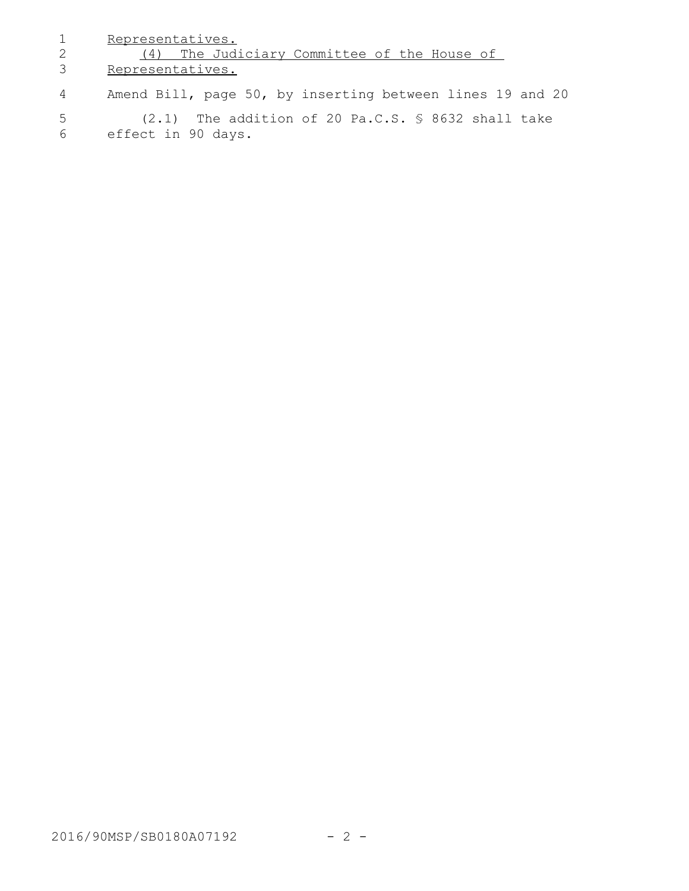Representatives.

(4) The Judiciary Committee of the House of Representatives.

Amend Bill, page 50, by inserting between lines 19 and 20

(2.1) The addition of 20 Pa.C.S. § 8632 shall take effect in 90 days.